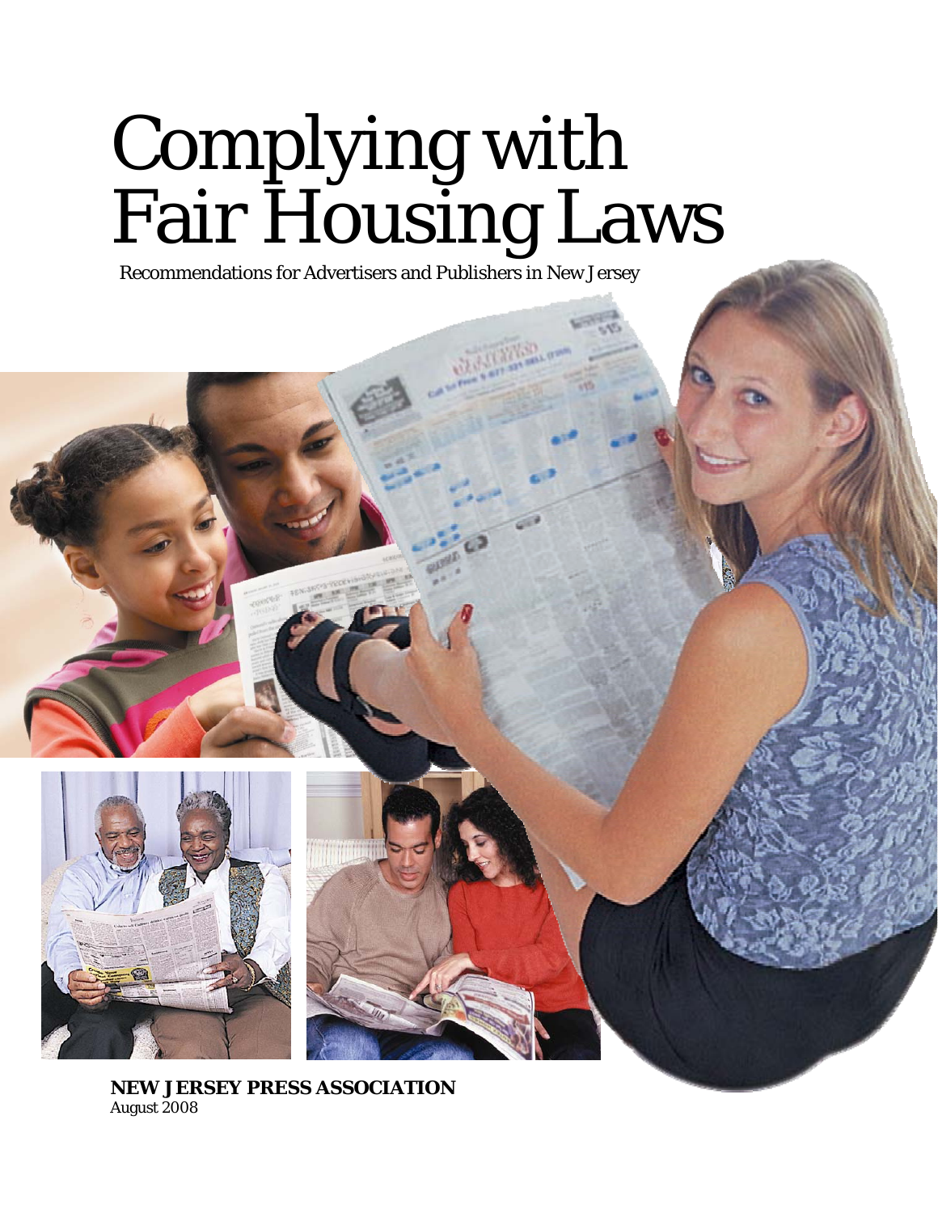# Complying with Fair Housing Laws

Recommendations for Advertisers and Publishers in New Jersey

**NEW JERSEY PRESS ASSOCIATION**
August 2008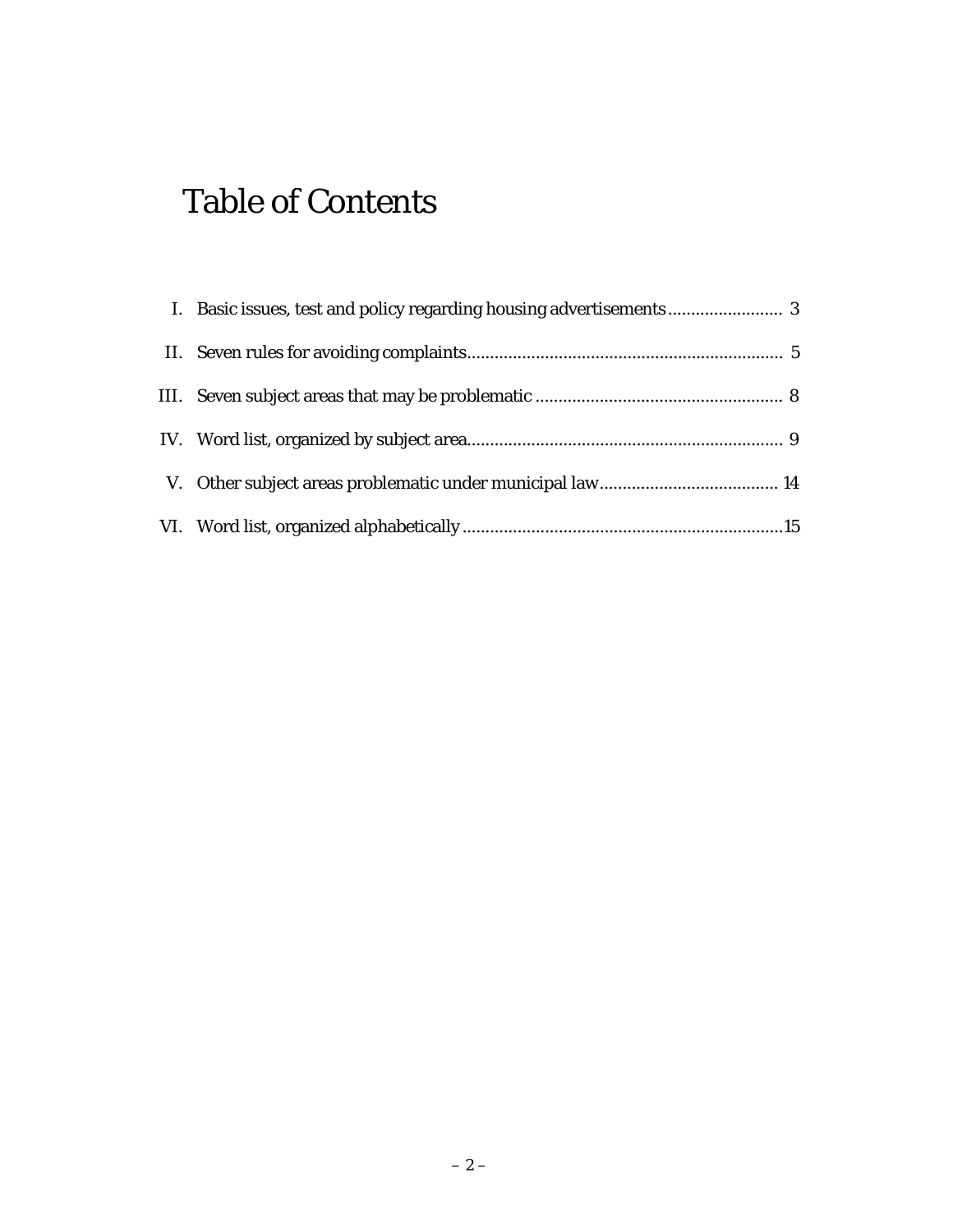# Table of Contents

I. Basic issues, test and policy regarding housing advertisements ......................... 3

II. Seven rules for avoiding complaints.................................................................... 5

III. Seven subject areas that may be problematic ...................................................... 8

IV. Word list, organized by subject area.................................................................... 9

V. Other subject areas problematic under municipal law....................................... 14

VI. Word list, organized alphabetically ......................................................................15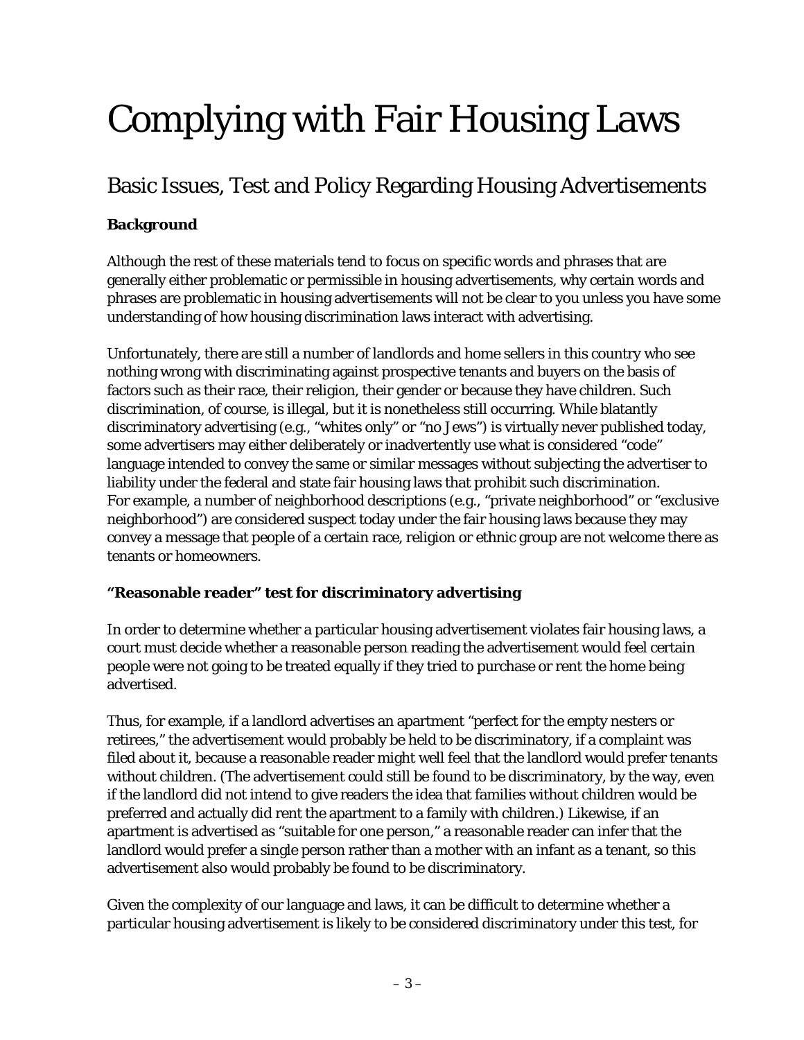# Complying with Fair Housing Laws

## Basic Issues, Test and Policy Regarding Housing Advertisements

### Background

Although the rest of these materials tend to focus on specific words and phrases that are generally either problematic or permissible in housing advertisements, why certain words and phrases are problematic in housing advertisements will not be clear to you unless you have some understanding of how housing discrimination laws interact with advertising.

Unfortunately, there are still a number of landlords and home sellers in this country who see nothing wrong with discriminating against prospective tenants and buyers on the basis of factors such as their race, their religion, their gender or because they have children. Such discrimination, of course, is illegal, but it is nonetheless still occurring. While blatantly discriminatory advertising (e.g., "whites only" or "no Jews") is virtually never published today, some advertisers may either deliberately or inadvertently use what is considered "code" language intended to convey the same or similar messages without subjecting the advertiser to liability under the federal and state fair housing laws that prohibit such discrimination. For example, a number of neighborhood descriptions (e.g., "private neighborhood" or "exclusive neighborhood") are considered suspect today under the fair housing laws because they may convey a message that people of a certain race, religion or ethnic group are not welcome there as tenants or homeowners.

### "Reasonable reader" test for discriminatory advertising

In order to determine whether a particular housing advertisement violates fair housing laws, a court must decide whether a reasonable person reading the advertisement would feel certain people were not going to be treated equally if they tried to purchase or rent the home being advertised.

Thus, for example, if a landlord advertises an apartment "perfect for the empty nesters or retirees," the advertisement would probably be held to be discriminatory, if a complaint was filed about it, because a reasonable reader might well feel that the landlord would prefer tenants without children. (The advertisement could still be found to be discriminatory, by the way, even if the landlord did not intend to give readers the idea that families without children would be preferred and actually did rent the apartment to a family with children.) Likewise, if an apartment is advertised as "suitable for one person," a reasonable reader can infer that the landlord would prefer a single person rather than a mother with an infant as a tenant, so this advertisement also would probably be found to be discriminatory.

Given the complexity of our language and laws, it can be difficult to determine whether a particular housing advertisement is likely to be considered discriminatory under this test, for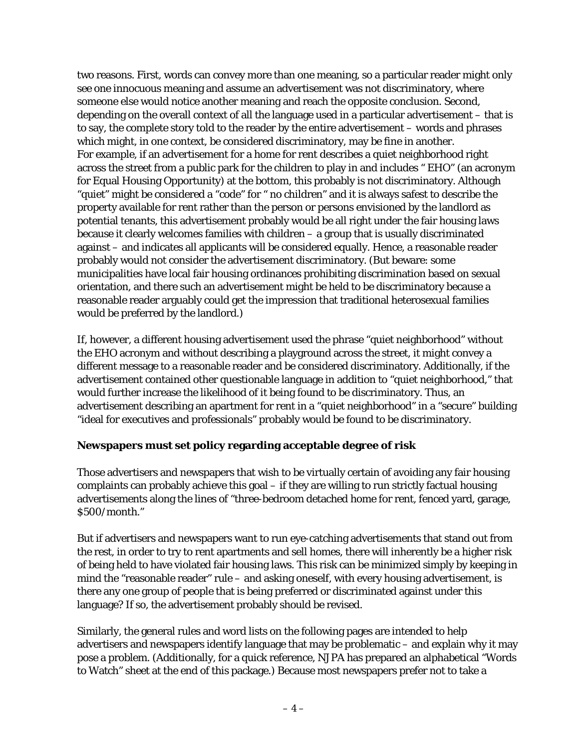two reasons. First, words can convey more than one meaning, so a particular reader might only see one innocuous meaning and assume an advertisement was not discriminatory, where someone else would notice another meaning and reach the opposite conclusion. Second, depending on the overall context of all the language used in a particular advertisement – that is to say, the complete story told to the reader by the entire advertisement – words and phrases which might, in one context, be considered discriminatory, may be fine in another.
For example, if an advertisement for a home for rent describes a quiet neighborhood right across the street from a public park for the children to play in and includes " EHO" (an acronym for Equal Housing Opportunity) at the bottom, this probably is not discriminatory. Although "quiet" might be considered a "code" for " no children" and it is always safest to describe the property available for rent rather than the person or persons envisioned by the landlord as potential tenants, this advertisement probably would be all right under the fair housing laws because it clearly welcomes families with children – a group that is usually discriminated against – and indicates all applicants will be considered equally. Hence, a reasonable reader probably would not consider the advertisement discriminatory. (But beware: some municipalities have local fair housing ordinances prohibiting discrimination based on sexual orientation, and there such an advertisement might be held to be discriminatory because a reasonable reader arguably could get the impression that traditional heterosexual families would be preferred by the landlord.)

If, however, a different housing advertisement used the phrase "quiet neighborhood" without the EHO acronym and without describing a playground across the street, it might convey a different message to a reasonable reader and be considered discriminatory. Additionally, if the advertisement contained other questionable language in addition to "quiet neighborhood," that would further increase the likelihood of it being found to be discriminatory. Thus, an advertisement describing an apartment for rent in a "quiet neighborhood" in a "secure" building "ideal for executives and professionals" probably would be found to be discriminatory.

**Newspapers must set policy regarding acceptable degree of risk**

Those advertisers and newspapers that wish to be virtually certain of avoiding any fair housing complaints can probably achieve this goal – if they are willing to run strictly factual housing advertisements along the lines of "three-bedroom detached home for rent, fenced yard, garage, $500/month."

But if advertisers and newspapers want to run eye-catching advertisements that stand out from the rest, in order to try to rent apartments and sell homes, there will inherently be a higher risk of being held to have violated fair housing laws. This risk can be minimized simply by keeping in mind the "reasonable reader" rule – and asking oneself, with every housing advertisement, is there any one group of people that is being preferred or discriminated against under this language? If so, the advertisement probably should be revised.

Similarly, the general rules and word lists on the following pages are intended to help advertisers and newspapers identify language that may be problematic – and explain why it may pose a problem. (Additionally, for a quick reference, NJPA has prepared an alphabetical "Words to Watch" sheet at the end of this package.) Because most newspapers prefer not to take a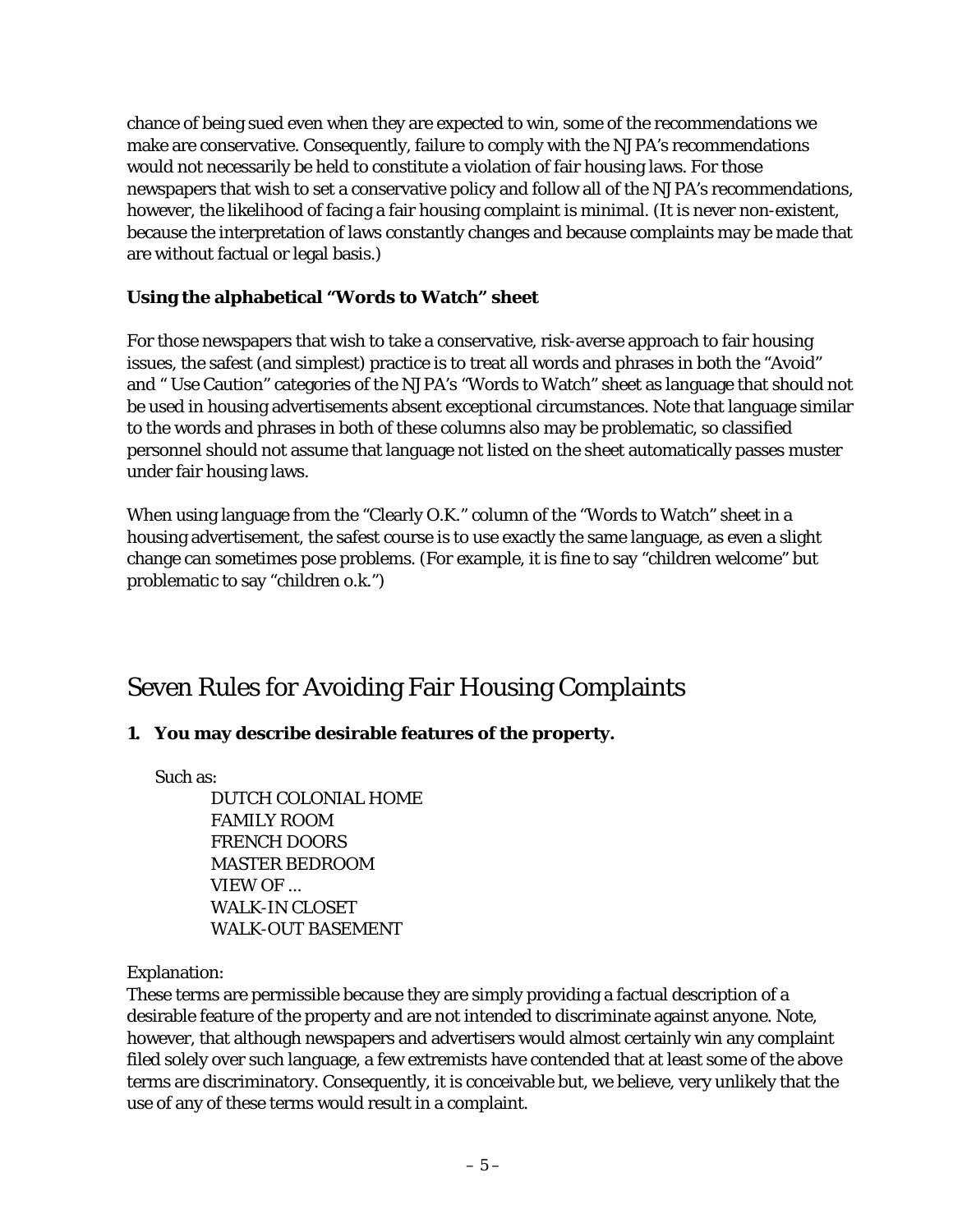chance of being sued even when they are expected to win, some of the recommendations we make are conservative. Consequently, failure to comply with the NJPA's recommendations would not necessarily be held to constitute a violation of fair housing laws. For those newspapers that wish to set a conservative policy and follow all of the NJPA's recommendations, however, the likelihood of facing a fair housing complaint is minimal. (It is never non-existent, because the interpretation of laws constantly changes and because complaints may be made that are without factual or legal basis.)

**Using the alphabetical "Words to Watch" sheet**

For those newspapers that wish to take a conservative, risk-averse approach to fair housing issues, the safest (and simplest) practice is to treat all words and phrases in both the "Avoid" and " Use Caution" categories of the NJPA's "Words to Watch" sheet as language that should not be used in housing advertisements absent exceptional circumstances. Note that language similar to the words and phrases in both of these columns also may be problematic, so classified personnel should not assume that language not listed on the sheet automatically passes muster under fair housing laws.

When using language from the "Clearly O.K." column of the "Words to Watch" sheet in a housing advertisement, the safest course is to use exactly the same language, as even a slight change can sometimes pose problems. (For example, it is fine to say "children welcome" but problematic to say "children o.k.")

## Seven Rules for Avoiding Fair Housing Complaints

**1. You may describe desirable features of the property.**

Such as:

DUTCH COLONIAL HOME
FAMILY ROOM
FRENCH DOORS
MASTER BEDROOM
VIEW OF ...
WALK-IN CLOSET
WALK-OUT BASEMENT

Explanation:
These terms are permissible because they are simply providing a factual description of a desirable feature of the property and are not intended to discriminate against anyone. Note, however, that although newspapers and advertisers would almost certainly win any complaint filed solely over such language, a few extremists have contended that at least some of the above terms are discriminatory. Consequently, it is conceivable but, we believe, very unlikely that the use of any of these terms would result in a complaint.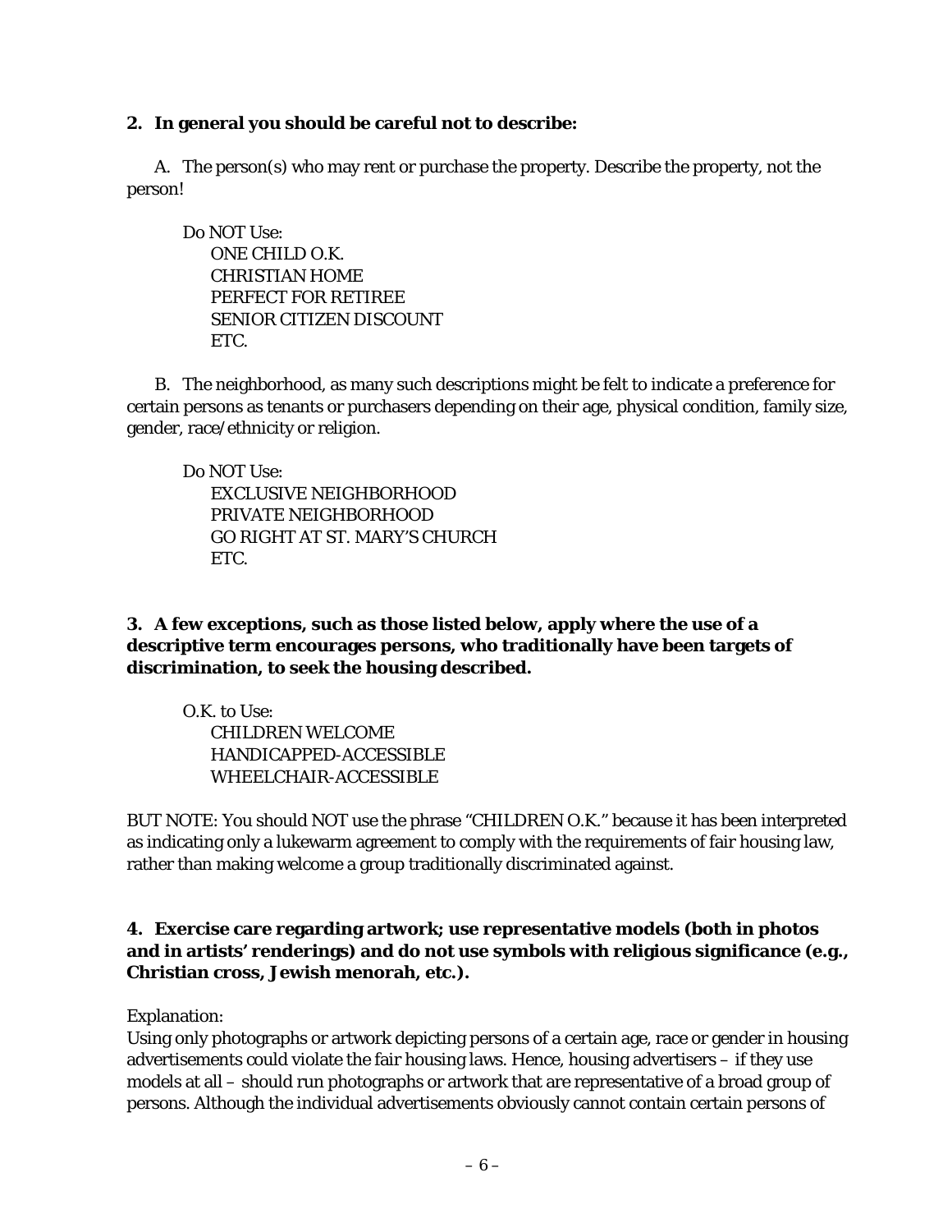**2. In general you should be careful not to describe:**

A. The person(s) who may rent or purchase the property. Describe the property, not the person!

Do NOT Use:
ONE CHILD O.K.
CHRISTIAN HOME
PERFECT FOR RETIREE
SENIOR CITIZEN DISCOUNT
ETC.

B. The neighborhood, as many such descriptions might be felt to indicate a preference for certain persons as tenants or purchasers depending on their age, physical condition, family size, gender, race/ethnicity or religion.

Do NOT Use:
EXCLUSIVE NEIGHBORHOOD
PRIVATE NEIGHBORHOOD
GO RIGHT AT ST. MARY'S CHURCH
ETC.

**3. A few exceptions, such as those listed below, apply where the use of a descriptive term encourages persons, who traditionally have been targets of discrimination, to seek the housing described.**

O.K. to Use:
CHILDREN WELCOME
HANDICAPPED-ACCESSIBLE
WHEELCHAIR-ACCESSIBLE

BUT NOTE: You should NOT use the phrase "CHILDREN O.K." because it has been interpreted as indicating only a lukewarm agreement to comply with the requirements of fair housing law, rather than making welcome a group traditionally discriminated against.

**4. Exercise care regarding artwork; use representative models (both in photos and in artists' renderings) and do not use symbols with religious significance (e.g., Christian cross, Jewish menorah, etc.).**

Explanation:
Using only photographs or artwork depicting persons of a certain age, race or gender in housing advertisements could violate the fair housing laws. Hence, housing advertisers – if they use models at all – should run photographs or artwork that are representative of a broad group of persons. Although the individual advertisements obviously cannot contain certain persons of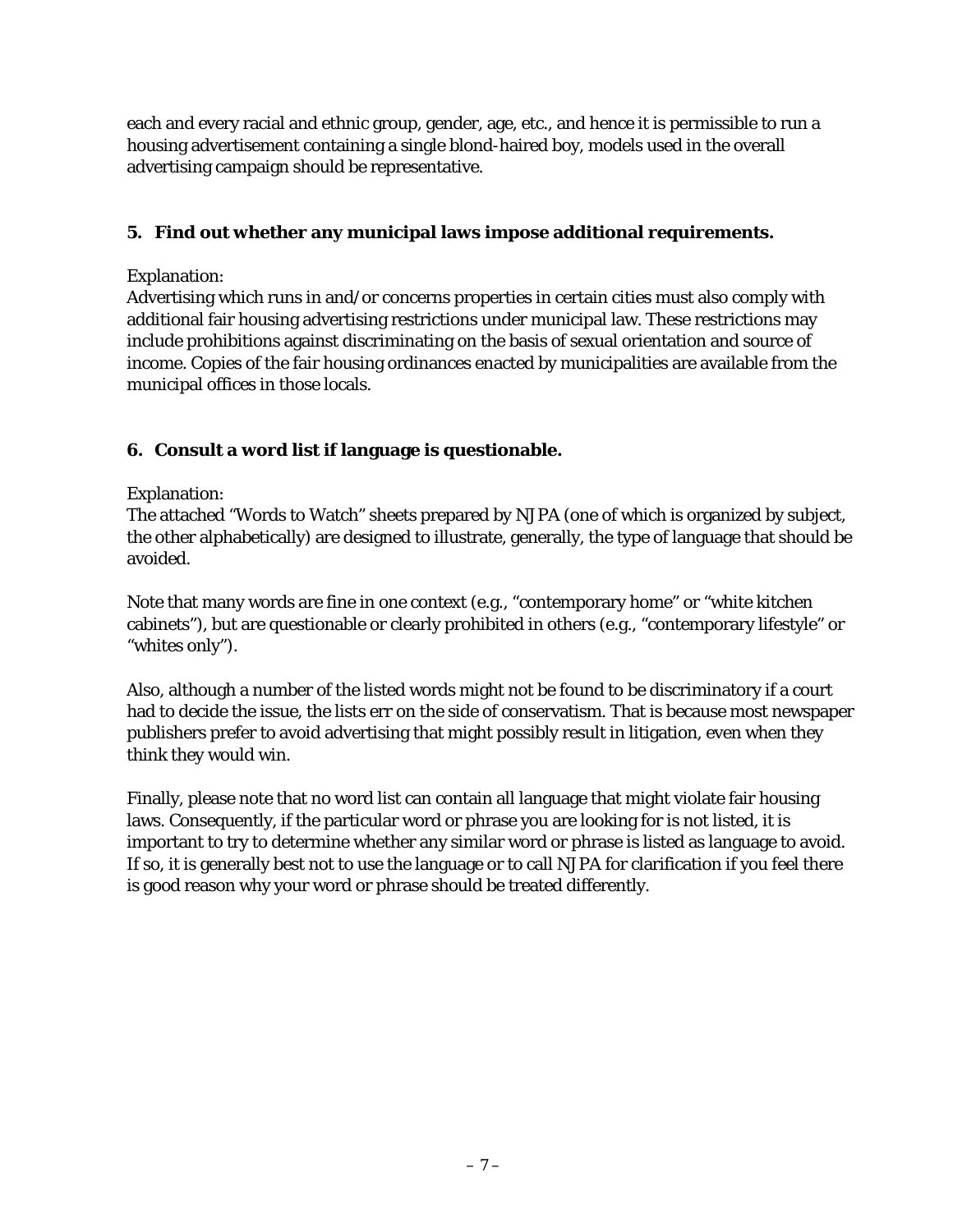each and every racial and ethnic group, gender, age, etc., and hence it is permissible to run a housing advertisement containing a single blond-haired boy, models used in the overall advertising campaign should be representative.

### 5. Find out whether any municipal laws impose additional requirements.

Explanation:
Advertising which runs in and/or concerns properties in certain cities must also comply with additional fair housing advertising restrictions under municipal law. These restrictions may include prohibitions against discriminating on the basis of sexual orientation and source of income. Copies of the fair housing ordinances enacted by municipalities are available from the municipal offices in those locals.

### 6. Consult a word list if language is questionable.

Explanation:
The attached "Words to Watch" sheets prepared by NJPA (one of which is organized by subject, the other alphabetically) are designed to illustrate, generally, the type of language that should be avoided.

Note that many words are fine in one context (e.g., "contemporary home" or "white kitchen cabinets"), but are questionable or clearly prohibited in others (e.g., "contemporary lifestyle" or "whites only").

Also, although a number of the listed words might not be found to be discriminatory if a court had to decide the issue, the lists err on the side of conservatism. That is because most newspaper publishers prefer to avoid advertising that might possibly result in litigation, even when they think they would win.

Finally, please note that no word list can contain all language that might violate fair housing laws. Consequently, if the particular word or phrase you are looking for is not listed, it is important to try to determine whether any similar word or phrase is listed as language to avoid. If so, it is generally best not to use the language or to call NJPA for clarification if you feel there is good reason why your word or phrase should be treated differently.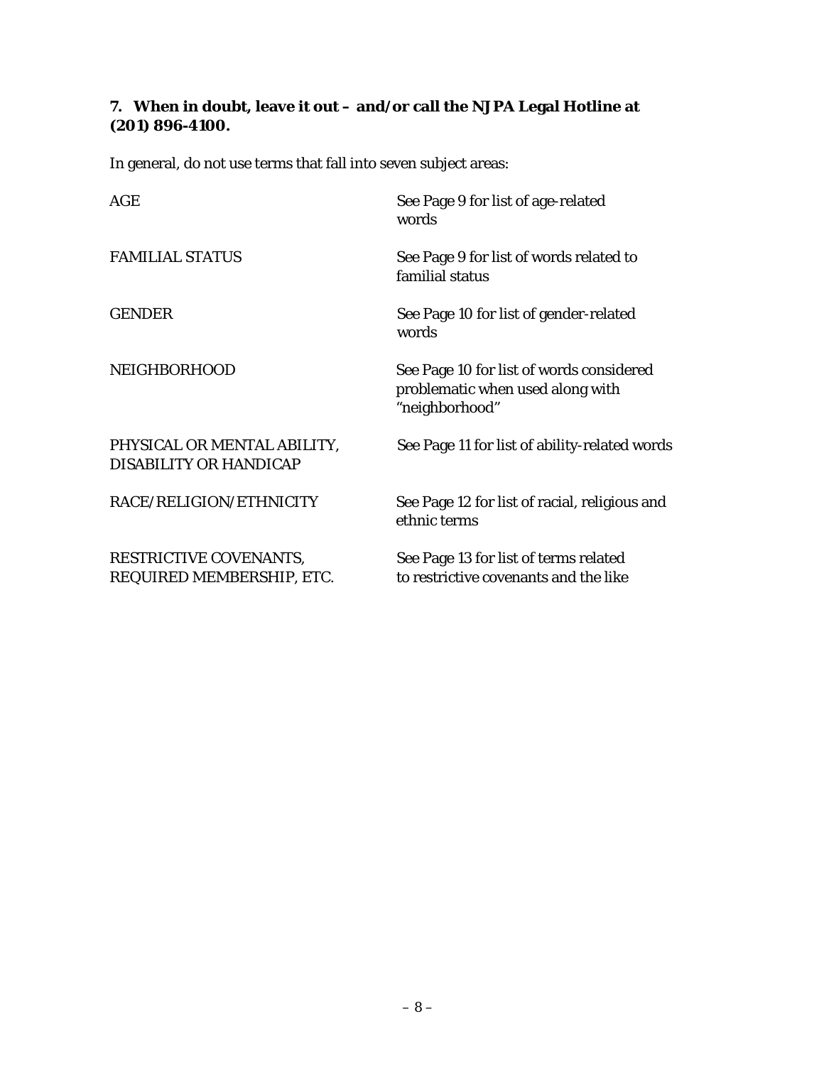**7. When in doubt, leave it out – and/or call the NJPA Legal Hotline at (201) 896-4100.**

In general, do not use terms that fall into seven subject areas:

| | |
|---|---|
| AGE | See Page 9 for list of age-related words |
| FAMILIAL STATUS | See Page 9 for list of words related to familial status |
| GENDER | See Page 10 for list of gender-related words |
| NEIGHBORHOOD | See Page 10 for list of words considered problematic when used along with "neighborhood" |
| PHYSICAL OR MENTAL ABILITY, DISABILITY OR HANDICAP | See Page 11 for list of ability-related words |
| RACE/RELIGION/ETHNICITY | See Page 12 for list of racial, religious and ethnic terms |
| RESTRICTIVE COVENANTS, REQUIRED MEMBERSHIP, ETC. | See Page 13 for list of terms related to restrictive covenants and the like |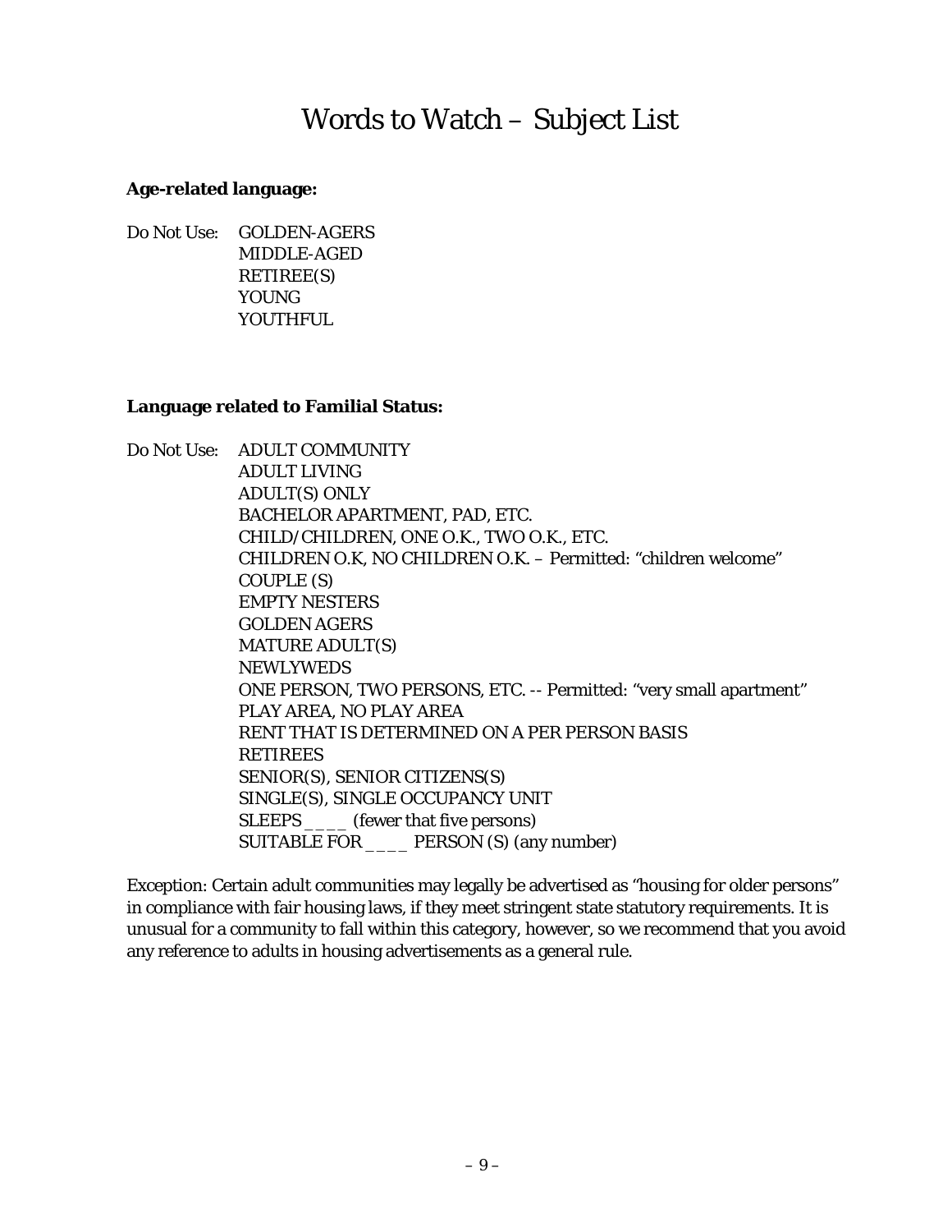# Words to Watch – Subject List

**Age-related language:**

Do Not Use:
- GOLDEN-AGERS
- MIDDLE-AGED
- RETIREE(S)
- YOUNG
- YOUTHFUL

**Language related to Familial Status:**

Do Not Use:
- ADULT COMMUNITY
- ADULT LIVING
- ADULT(S) ONLY
- BACHELOR APARTMENT, PAD, ETC.
- CHILD/CHILDREN, ONE O.K., TWO O.K., ETC.
- CHILDREN O.K, NO CHILDREN O.K. – Permitted: "children welcome"
- COUPLE (S)
- EMPTY NESTERS
- GOLDEN AGERS
- MATURE ADULT(S)
- NEWLYWEDS
- ONE PERSON, TWO PERSONS, ETC. -- Permitted: "very small apartment"
- PLAY AREA, NO PLAY AREA
- RENT THAT IS DETERMINED ON A PER PERSON BASIS
- RETIREES
- SENIOR(S), SENIOR CITIZENS(S)
- SINGLE(S), SINGLE OCCUPANCY UNIT
- SLEEPS ____ (fewer that five persons)
- SUITABLE FOR ____ PERSON (S) (any number)

Exception: Certain adult communities may legally be advertised as "housing for older persons" in compliance with fair housing laws, if they meet stringent state statutory requirements. It is unusual for a community to fall within this category, however, so we recommend that you avoid any reference to adults in housing advertisements as a general rule.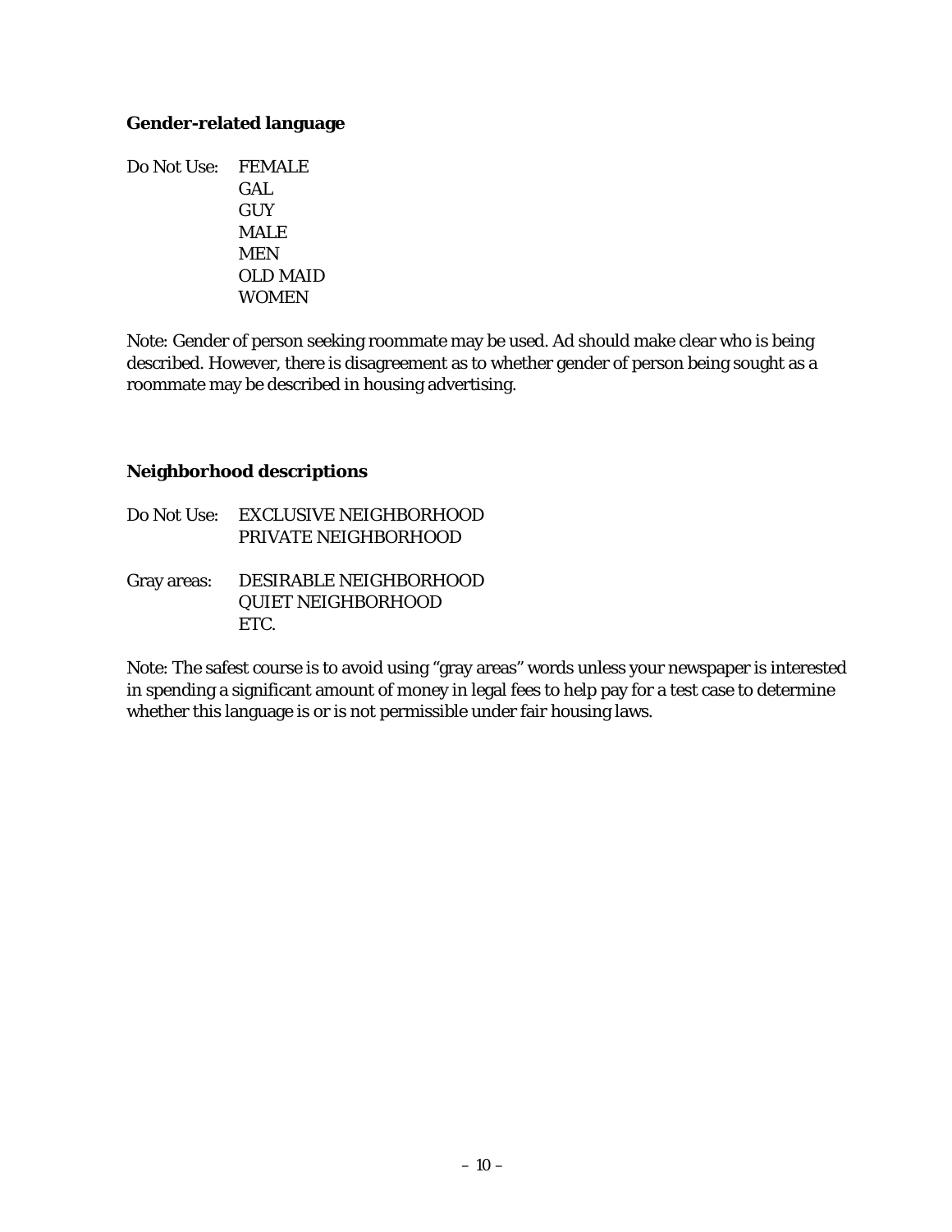**Gender-related language**

Do Not Use: FEMALE
GAL
GUY
MALE
MEN
OLD MAID
WOMEN

Note: Gender of person seeking roommate may be used. Ad should make clear who is being described. However, there is disagreement as to whether gender of person being sought as a roommate may be described in housing advertising.

**Neighborhood descriptions**

Do Not Use: EXCLUSIVE NEIGHBORHOOD
PRIVATE NEIGHBORHOOD

Gray areas: DESIRABLE NEIGHBORHOOD
QUIET NEIGHBORHOOD
ETC.

Note: The safest course is to avoid using "gray areas" words unless your newspaper is interested in spending a significant amount of money in legal fees to help pay for a test case to determine whether this language is or is not permissible under fair housing laws.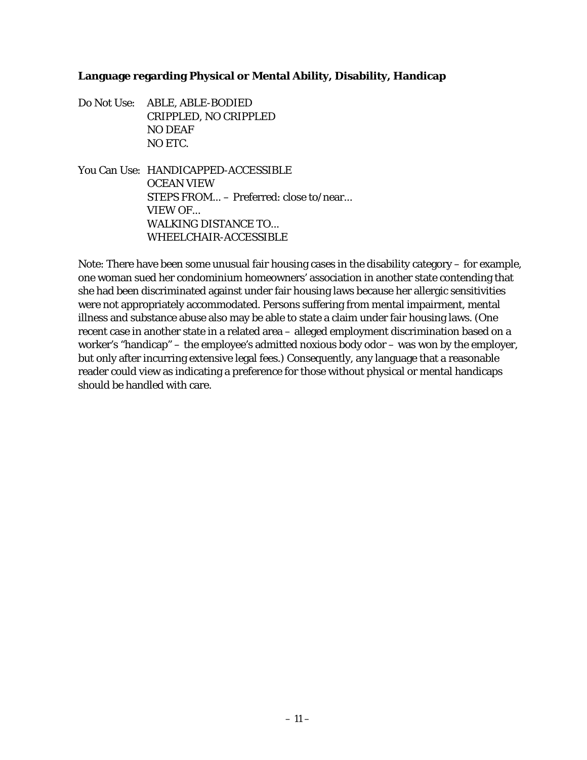**Language regarding Physical or Mental Ability, Disability, Handicap**

Do Not Use:
- ABLE, ABLE-BODIED
- CRIPPLED, NO CRIPPLED
- NO DEAF
- NO ETC.

You Can Use:
- HANDICAPPED-ACCESSIBLE
- OCEAN VIEW
- STEPS FROM... – Preferred: close to/near...
- VIEW OF...
- WALKING DISTANCE TO...
- WHEELCHAIR-ACCESSIBLE

Note: There have been some unusual fair housing cases in the disability category – for example, one woman sued her condominium homeowners' association in another state contending that she had been discriminated against under fair housing laws because her allergic sensitivities were not appropriately accommodated. Persons suffering from mental impairment, mental illness and substance abuse also may be able to state a claim under fair housing laws. (One recent case in another state in a related area – alleged employment discrimination based on a worker's "handicap" – the employee's admitted noxious body odor – was won by the employer, but only after incurring extensive legal fees.) Consequently, any language that a reasonable reader could view as indicating a preference for those without physical or mental handicaps should be handled with care.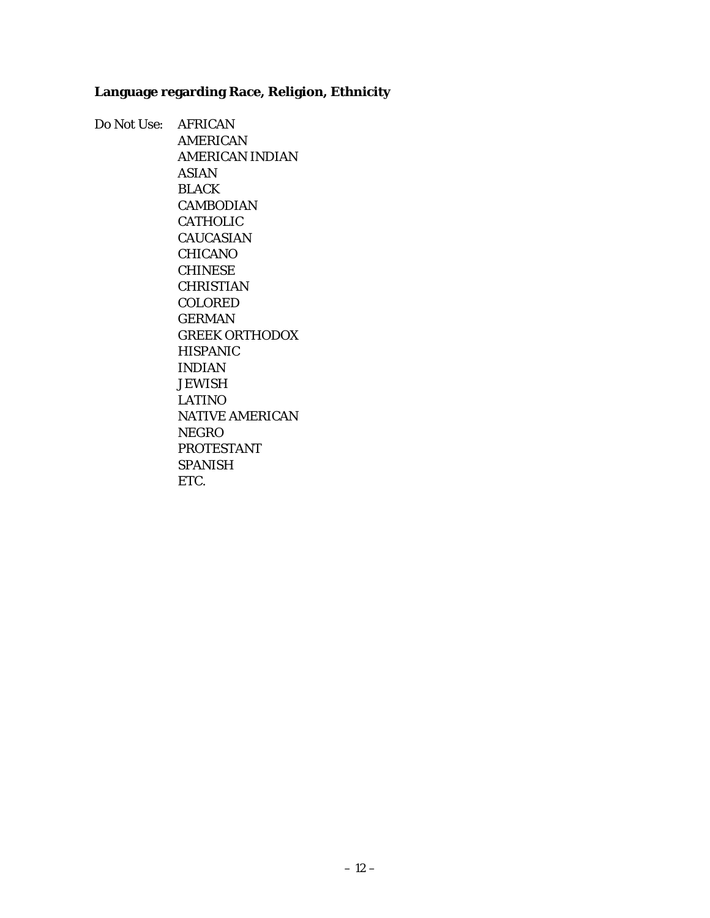**Language regarding Race, Religion, Ethnicity**

Do Not Use:

- AFRICAN
- AMERICAN
- AMERICAN INDIAN
- ASIAN
- BLACK
- CAMBODIAN
- CATHOLIC
- CAUCASIAN
- CHICANO
- CHINESE
- CHRISTIAN
- COLORED
- GERMAN
- GREEK ORTHODOX
- HISPANIC
- INDIAN
- JEWISH
- LATINO
- NATIVE AMERICAN
- NEGRO
- PROTESTANT
- SPANISH
- ETC.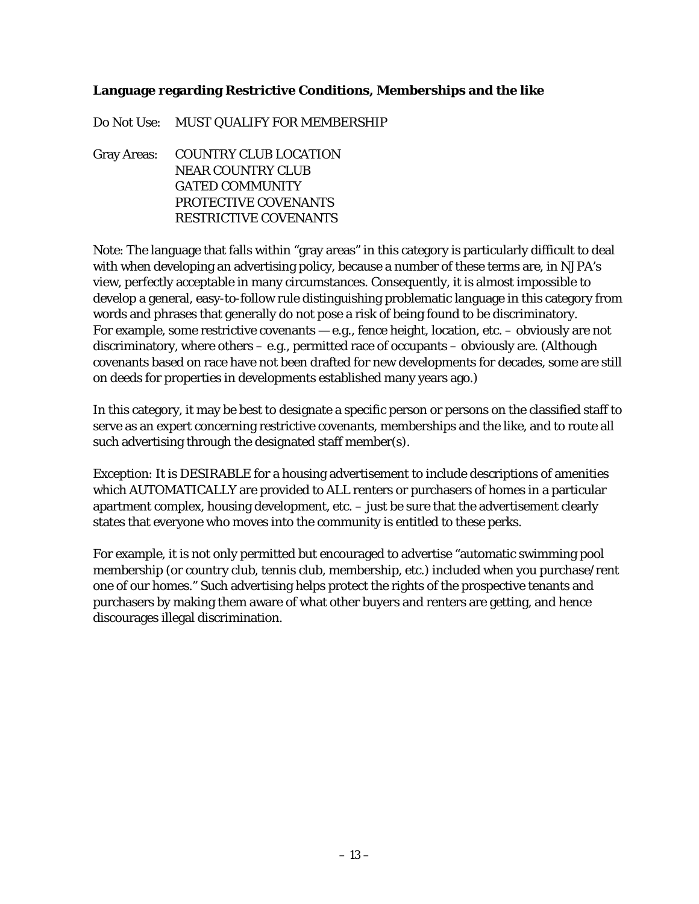### Language regarding Restrictive Conditions, Memberships and the like

Do Not Use: MUST QUALIFY FOR MEMBERSHIP

Gray Areas: COUNTRY CLUB LOCATION
NEAR COUNTRY CLUB
GATED COMMUNITY
PROTECTIVE COVENANTS
RESTRICTIVE COVENANTS

Note: The language that falls within "gray areas" in this category is particularly difficult to deal with when developing an advertising policy, because a number of these terms are, in NJPA's view, perfectly acceptable in many circumstances. Consequently, it is almost impossible to develop a general, easy-to-follow rule distinguishing problematic language in this category from words and phrases that generally do not pose a risk of being found to be discriminatory. For example, some restrictive covenants — e.g., fence height, location, etc. – obviously are not discriminatory, where others – e.g., permitted race of occupants – obviously are. (Although covenants based on race have not been drafted for new developments for decades, some are still on deeds for properties in developments established many years ago.)

In this category, it may be best to designate a specific person or persons on the classified staff to serve as an expert concerning restrictive covenants, memberships and the like, and to route all such advertising through the designated staff member(s).

Exception: It is DESIRABLE for a housing advertisement to include descriptions of amenities which AUTOMATICALLY are provided to ALL renters or purchasers of homes in a particular apartment complex, housing development, etc. – just be sure that the advertisement clearly states that everyone who moves into the community is entitled to these perks.

For example, it is not only permitted but encouraged to advertise "automatic swimming pool membership (or country club, tennis club, membership, etc.) included when you purchase/rent one of our homes." Such advertising helps protect the rights of the prospective tenants and purchasers by making them aware of what other buyers and renters are getting, and hence discourages illegal discrimination.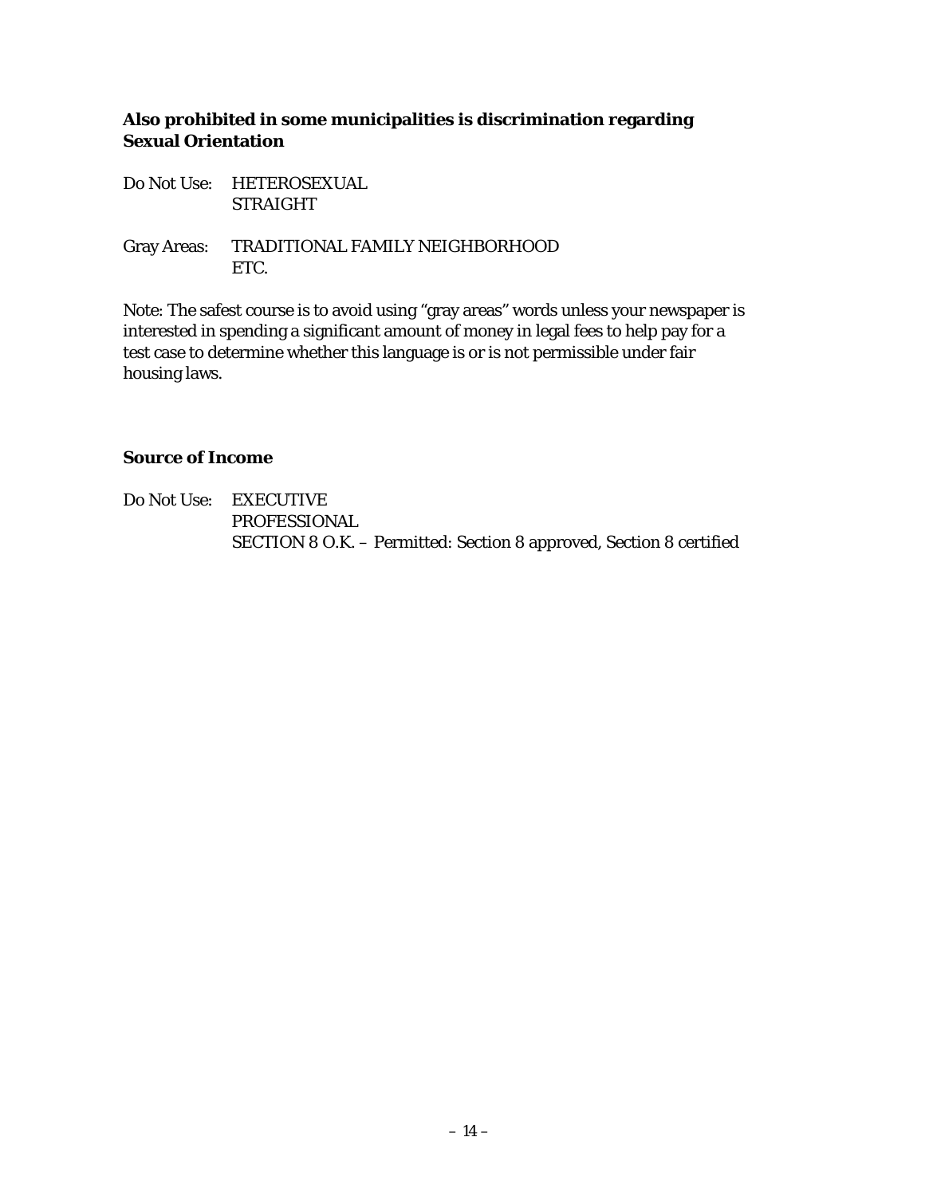**Also prohibited in some municipalities is discrimination regarding Sexual Orientation**

Do Not Use: HETEROSEXUAL
STRAIGHT

Gray Areas: TRADITIONAL FAMILY NEIGHBORHOOD
ETC.

Note: The safest course is to avoid using "gray areas" words unless your newspaper is interested in spending a significant amount of money in legal fees to help pay for a test case to determine whether this language is or is not permissible under fair housing laws.

**Source of Income**

Do Not Use: EXECUTIVE
PROFESSIONAL
SECTION 8 O.K. – Permitted: Section 8 approved, Section 8 certified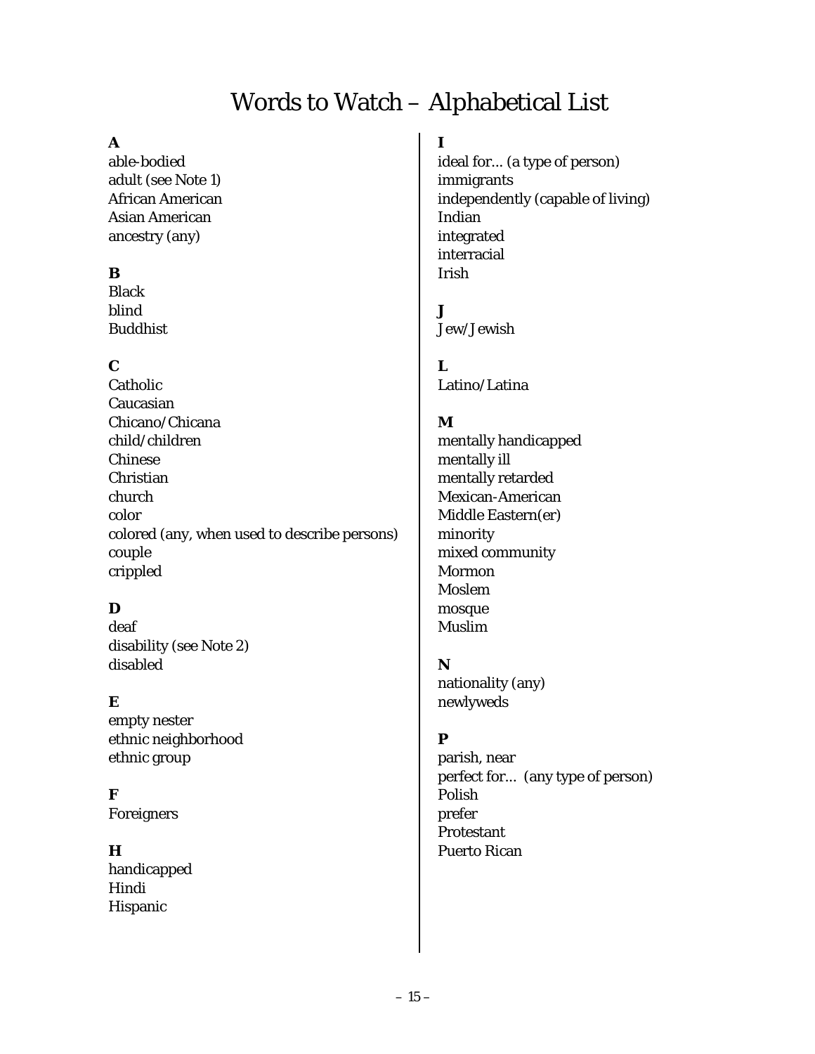# Words to Watch – Alphabetical List

**A**
able-bodied
adult (see Note 1)
African American
Asian American
ancestry (any)

**B**
Black
blind
Buddhist

**C**
Catholic
Caucasian
Chicano/Chicana
child/children
Chinese
Christian
church
color
colored (any, when used to describe persons)
couple
crippled

**D**
deaf
disability (see Note 2)
disabled

**E**
empty nester
ethnic neighborhood
ethnic group

**F**
Foreigners

**H**
handicapped
Hindi
Hispanic

**I**
ideal for... (a type of person)
immigrants
independently (capable of living)
Indian
integrated
interracial
Irish

**J**
Jew/Jewish

**L**
Latino/Latina

**M**
mentally handicapped
mentally ill
mentally retarded
Mexican-American
Middle Eastern(er)
minority
mixed community
Mormon
Moslem
mosque
Muslim

**N**
nationality (any)
newlyweds

**P**
parish, near
perfect for... (any type of person)
Polish
prefer
Protestant
Puerto Rican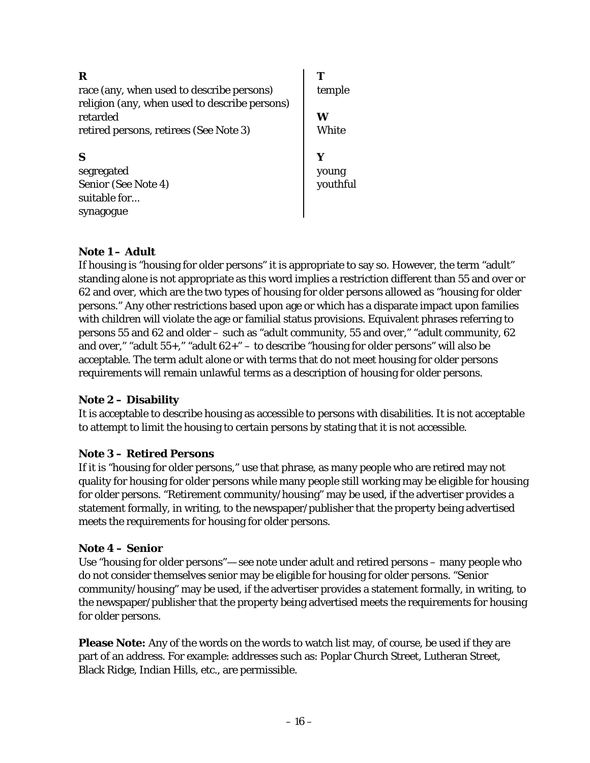**R**

race (any, when used to describe persons)
religion (any, when used to describe persons)
retarded
retired persons, retirees (See Note 3)

**S**

segregated
Senior (See Note 4)
suitable for...
synagogue

**T**

temple

**W**

White

**Y**

young
youthful

**Note 1 – Adult**

If housing is "housing for older persons" it is appropriate to say so. However, the term "adult" standing alone is not appropriate as this word implies a restriction different than 55 and over or 62 and over, which are the two types of housing for older persons allowed as "housing for older persons." Any other restrictions based upon age or which has a disparate impact upon families with children will violate the age or familial status provisions. Equivalent phrases referring to persons 55 and 62 and older – such as "adult community, 55 and over," "adult community, 62 and over," "adult 55+," "adult 62+" – to describe "housing for older persons" will also be acceptable. The term adult alone or with terms that do not meet housing for older persons requirements will remain unlawful terms as a description of housing for older persons.

**Note 2 – Disability**

It is acceptable to describe housing as accessible to persons with disabilities. It is not acceptable to attempt to limit the housing to certain persons by stating that it is not accessible.

**Note 3 – Retired Persons**

If it is "housing for older persons," use that phrase, as many people who are retired may not quality for housing for older persons while many people still working may be eligible for housing for older persons. "Retirement community/housing" may be used, if the advertiser provides a statement formally, in writing, to the newspaper/publisher that the property being advertised meets the requirements for housing for older persons.

**Note 4 – Senior**

Use "housing for older persons"— see note under adult and retired persons – many people who do not consider themselves senior may be eligible for housing for older persons. "Senior community/housing" may be used, if the advertiser provides a statement formally, in writing, to the newspaper/publisher that the property being advertised meets the requirements for housing for older persons.

**Please Note:** Any of the words on the words to watch list may, of course, be used if they are part of an address. For example: addresses such as: Poplar Church Street, Lutheran Street, Black Ridge, Indian Hills, etc., are permissible.